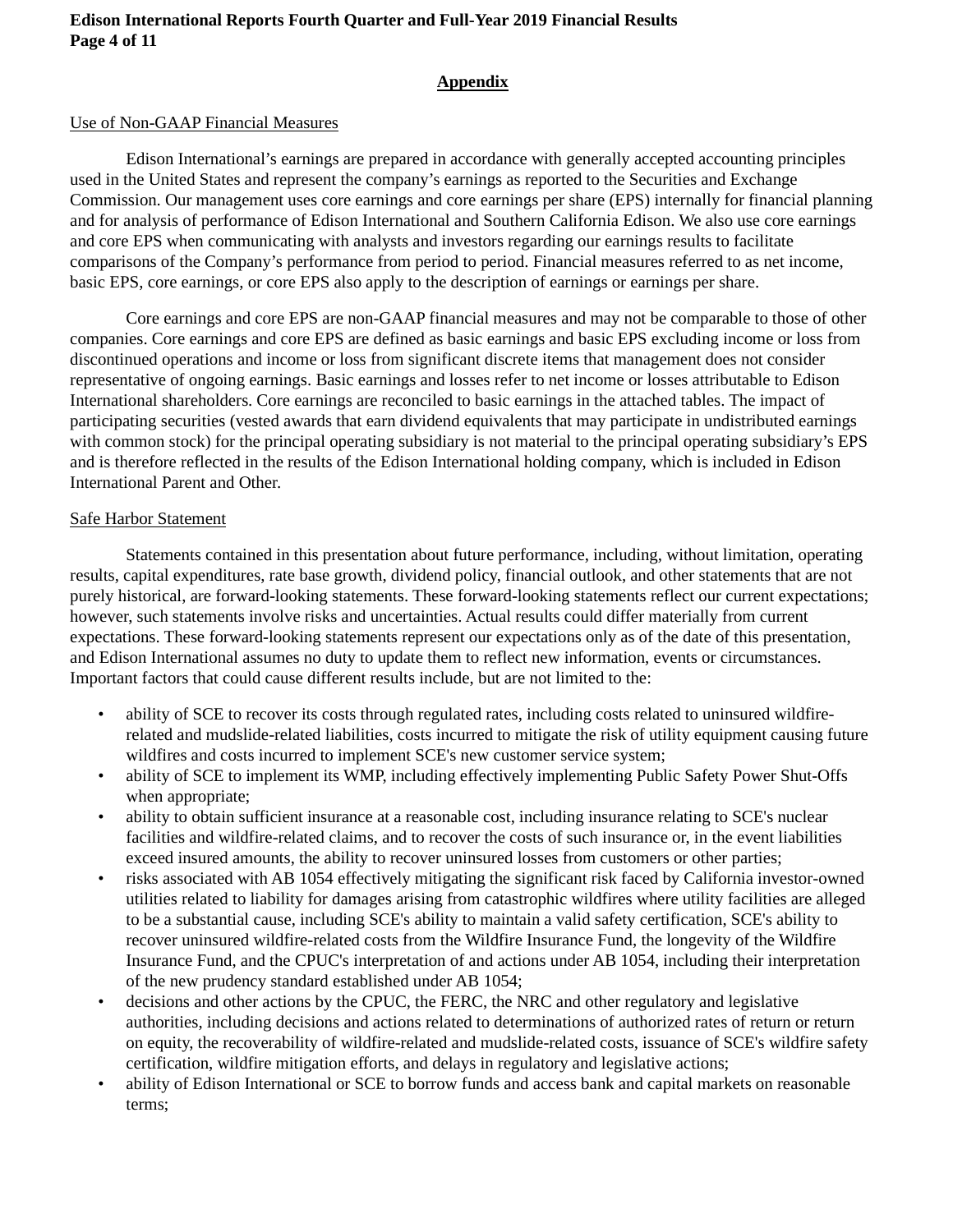## Appendix

Use of Non-GAAP Financial Measures

Edison International's earnings are prepared in accordance with generally accepted accounting principles used in the United States and represent the company's earnings as reported to the Securities and Exchange Commission. Our management uses core earnings and core earnings per share (EPS) internally for financial planning and for analysis of performance of Edison International and Southern California Edison. We also use core earnings and core EPS when communicating with analysts and investors regarding our earnings results to facilitate comparisons of the Company's performance from period to period. Financial measures referred to as net income, basic EPS, core earnings, or core EPS also apply to the description of earnings or earnings per share.

Core earnings and core EPS are non-GAAP financial measures and may not be comparable to those of other companies. Core earnings and core EPS are defined as basic earnings and basic EPS excluding income or loss from discontinued operations and income or loss from significant discrete items that management does not consider representative of ongoing earnings. Basic earnings and losses refer to net income or losses attributable to Edison International shareholders. Core earnings are reconciled to basic earnings in the attached tables. The impact of participating securities (vested awards that earn dividend equivalents that may participate in undistributed earnings with common stock) for the principal operating subsidiary is not material to the principal operating subsidiary's EPS and is therefore reflected in the results of the Edison International holding company, which is included in Edison International Parent and Other.

Safe Harbor Statement

Statements contained in this presentation about future performance, including, without limitation, operating results, capital expenditures, rate base growth, dividend policy, financial outlook, and other statements that are not purely historical, are forward-looking statements. These forward-looking statements reflect our current expectations; however, such statements involve risks and uncertainties. Actual results could differ materially from current expectations. These forward-looking statements represent our expectations only as of the date of this presentation, and Edison International assumes no duty to update them to reflect new information, events or circumstances. Important factors that could cause different results include, but are not limited to the:

- ability of SCE to recover its costs through regulated rates, including costs related to uninsured wildfire-related and mudslide-related liabilities, costs incurred to mitigate the risk of utility equipment causing future wildfires and costs incurred to implement SCE's new customer service system;
- ability of SCE to implement its WMP, including effectively implementing Public Safety Power Shut-Offs when appropriate;
- ability to obtain sufficient insurance at a reasonable cost, including insurance relating to SCE's nuclear facilities and wildfire-related claims, and to recover the costs of such insurance or, in the event liabilities exceed insured amounts, the ability to recover uninsured losses from customers or other parties;
- risks associated with AB 1054 effectively mitigating the significant risk faced by California investor-owned utilities related to liability for damages arising from catastrophic wildfires where utility facilities are alleged to be a substantial cause, including SCE's ability to maintain a valid safety certification, SCE's ability to recover uninsured wildfire-related costs from the Wildfire Insurance Fund, the longevity of the Wildfire Insurance Fund, and the CPUC's interpretation of and actions under AB 1054, including their interpretation of the new prudency standard established under AB 1054;
- decisions and other actions by the CPUC, the FERC, the NRC and other regulatory and legislative authorities, including decisions and actions related to determinations of authorized rates of return or return on equity, the recoverability of wildfire-related and mudslide-related costs, issuance of SCE's wildfire safety certification, wildfire mitigation efforts, and delays in regulatory and legislative actions;
- ability of Edison International or SCE to borrow funds and access bank and capital markets on reasonable terms;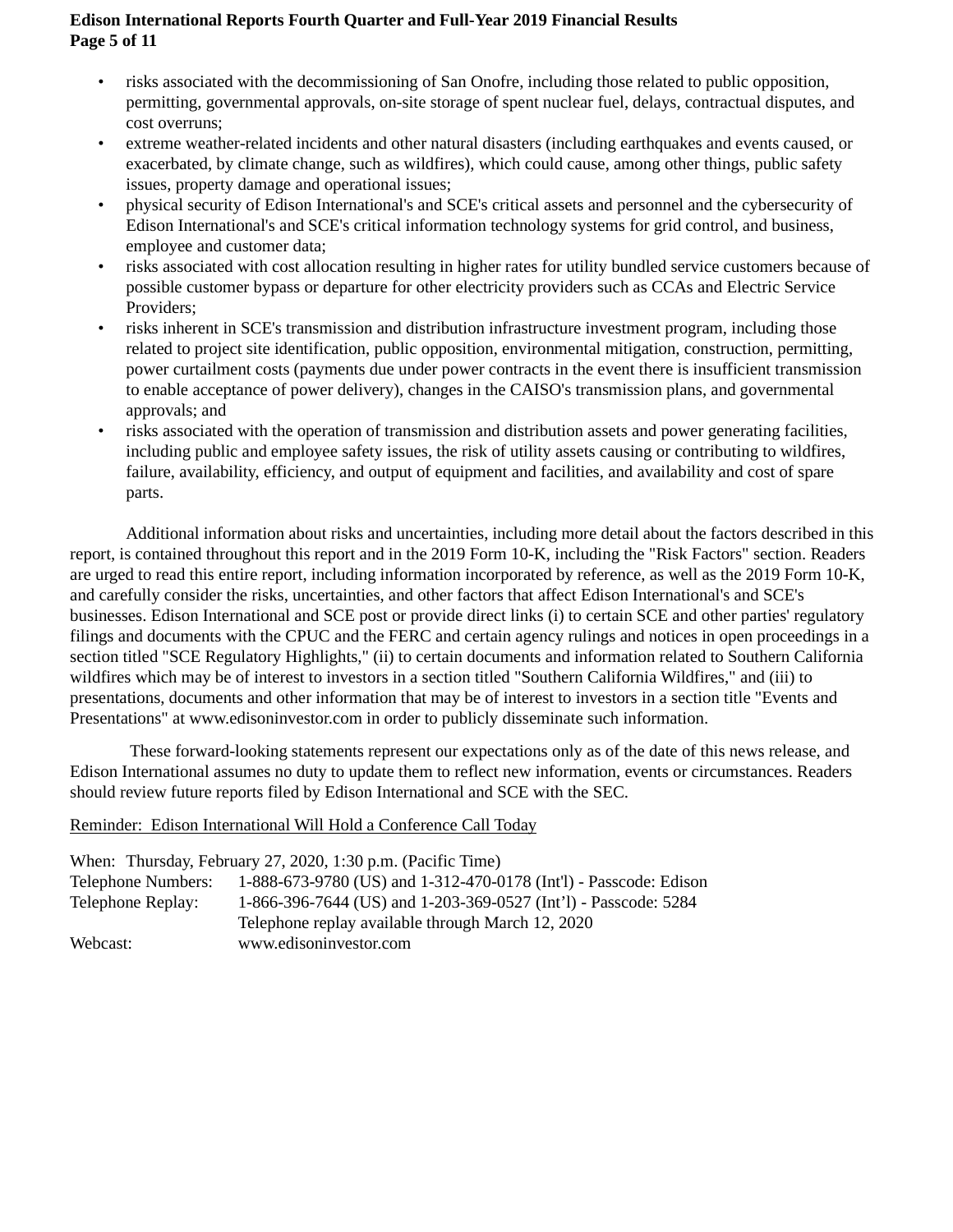- risks associated with the decommissioning of San Onofre, including those related to public opposition, permitting, governmental approvals, on-site storage of spent nuclear fuel, delays, contractual disputes, and cost overruns;
- extreme weather-related incidents and other natural disasters (including earthquakes and events caused, or exacerbated, by climate change, such as wildfires), which could cause, among other things, public safety issues, property damage and operational issues;
- physical security of Edison International's and SCE's critical assets and personnel and the cybersecurity of Edison International's and SCE's critical information technology systems for grid control, and business, employee and customer data;
- risks associated with cost allocation resulting in higher rates for utility bundled service customers because of possible customer bypass or departure for other electricity providers such as CCAs and Electric Service Providers;
- risks inherent in SCE's transmission and distribution infrastructure investment program, including those related to project site identification, public opposition, environmental mitigation, construction, permitting, power curtailment costs (payments due under power contracts in the event there is insufficient transmission to enable acceptance of power delivery), changes in the CAISO's transmission plans, and governmental approvals; and
- risks associated with the operation of transmission and distribution assets and power generating facilities, including public and employee safety issues, the risk of utility assets causing or contributing to wildfires, failure, availability, efficiency, and output of equipment and facilities, and availability and cost of spare parts.

Additional information about risks and uncertainties, including more detail about the factors described in this report, is contained throughout this report and in the 2019 Form 10-K, including the "Risk Factors" section. Readers are urged to read this entire report, including information incorporated by reference, as well as the 2019 Form 10-K, and carefully consider the risks, uncertainties, and other factors that affect Edison International's and SCE's businesses. Edison International and SCE post or provide direct links (i) to certain SCE and other parties' regulatory filings and documents with the CPUC and the FERC and certain agency rulings and notices in open proceedings in a section titled "SCE Regulatory Highlights," (ii) to certain documents and information related to Southern California wildfires which may be of interest to investors in a section titled "Southern California Wildfires," and (iii) to presentations, documents and other information that may be of interest to investors in a section title "Events and Presentations" at www.edisoninvestor.com in order to publicly disseminate such information.

These forward-looking statements represent our expectations only as of the date of this news release, and Edison International assumes no duty to update them to reflect new information, events or circumstances. Readers should review future reports filed by Edison International and SCE with the SEC.

<u>Reminder: Edison International Will Hold a Conference Call Today</u>

When: Thursday, February 27, 2020, 1:30 p.m. (Pacific Time)
Telephone Numbers: 1-888-673-9780 (US) and 1-312-470-0178 (Int'l) - Passcode: Edison
Telephone Replay: 1-866-396-7644 (US) and 1-203-369-0527 (Int'l) - Passcode: 5284
Telephone replay available through March 12, 2020
Webcast: www.edisoninvestor.com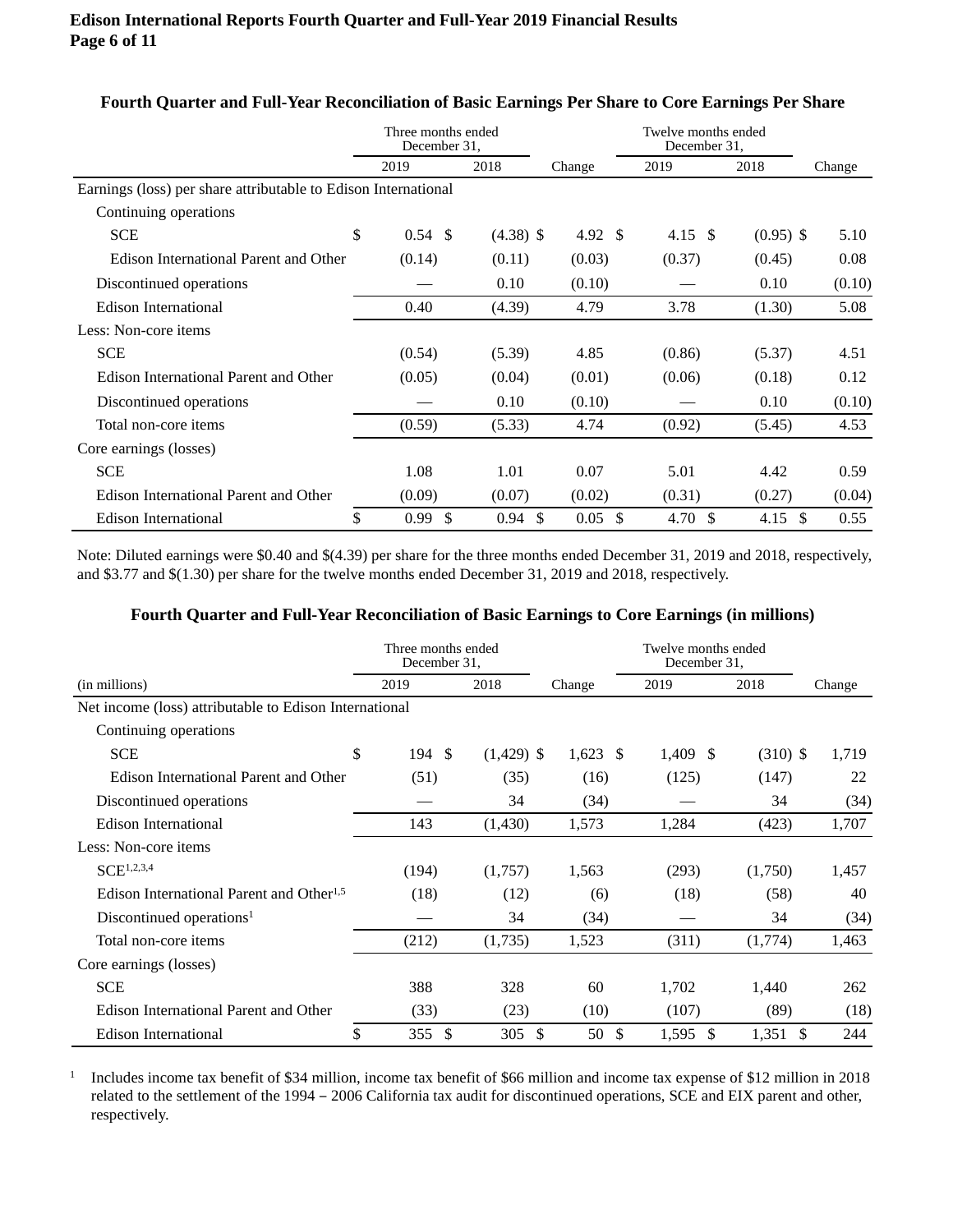### Fourth Quarter and Full-Year Reconciliation of Basic Earnings Per Share to Core Earnings Per Share

| | Three months ended December 31, | | | Twelve months ended December 31, | | |
|---|---|---|---|---|---|---|
| | 2019 | 2018 | Change | 2019 | 2018 | Change |
| Earnings (loss) per share attributable to Edison International | | | | | | |
| Continuing operations | | | | | | |
| SCE | $ 0.54 | $ (4.38) | $ 4.92 | $ 4.15 | $ (0.95) | $ 5.10 |
| Edison International Parent and Other | (0.14) | (0.11) | (0.03) | (0.37) | (0.45) | 0.08 |
| Discontinued operations | — | 0.10 | (0.10) | — | 0.10 | (0.10) |
| Edison International | 0.40 | (4.39) | 4.79 | 3.78 | (1.30) | 5.08 |
| Less: Non-core items | | | | | | |
| SCE | (0.54) | (5.39) | 4.85 | (0.86) | (5.37) | 4.51 |
| Edison International Parent and Other | (0.05) | (0.04) | (0.01) | (0.06) | (0.18) | 0.12 |
| Discontinued operations | — | 0.10 | (0.10) | — | 0.10 | (0.10) |
| Total non-core items | (0.59) | (5.33) | 4.74 | (0.92) | (5.45) | 4.53 |
| Core earnings (losses) | | | | | | |
| SCE | 1.08 | 1.01 | 0.07 | 5.01 | 4.42 | 0.59 |
| Edison International Parent and Other | (0.09) | (0.07) | (0.02) | (0.31) | (0.27) | (0.04) |
| Edison International | $ 0.99 | $ 0.94 | $ 0.05 | $ 4.70 | $ 4.15 | $ 0.55 |

Note: Diluted earnings were $0.40 and $(4.39) per share for the three months ended December 31, 2019 and 2018, respectively, and $3.77 and $(1.30) per share for the twelve months ended December 31, 2019 and 2018, respectively.

### Fourth Quarter and Full-Year Reconciliation of Basic Earnings to Core Earnings (in millions)

| | Three months ended December 31, | | | Twelve months ended December 31, | | |
|---|---|---|---|---|---|---|
| (in millions) | 2019 | 2018 | Change | 2019 | 2018 | Change |
| Net income (loss) attributable to Edison International | | | | | | |
| Continuing operations | | | | | | |
| SCE | $ 194 | $ (1,429) | $ 1,623 | $ 1,409 | $ (310) | $ 1,719 |
| Edison International Parent and Other | (51) | (35) | (16) | (125) | (147) | 22 |
| Discontinued operations | — | 34 | (34) | — | 34 | (34) |
| Edison International | 143 | (1,430) | 1,573 | 1,284 | (423) | 1,707 |
| Less: Non-core items | | | | | | |
| SCE[1,2,3,4] | (194) | (1,757) | 1,563 | (293) | (1,750) | 1,457 |
| Edison International Parent and Other[1,5] | (18) | (12) | (6) | (18) | (58) | 40 |
| Discontinued operations[1] | — | 34 | (34) | — | 34 | (34) |
| Total non-core items | (212) | (1,735) | 1,523 | (311) | (1,774) | 1,463 |
| Core earnings (losses) | | | | | | |
| SCE | 388 | 328 | 60 | 1,702 | 1,440 | 262 |
| Edison International Parent and Other | (33) | (23) | (10) | (107) | (89) | (18) |
| Edison International | $ 355 | $ 305 | $ 50 | $ 1,595 | $ 1,351 | $ 244 |

[1] Includes income tax benefit of $34 million, income tax benefit of $66 million and income tax expense of $12 million in 2018 related to the settlement of the 1994 – 2006 California tax audit for discontinued operations, SCE and EIX parent and other, respectively.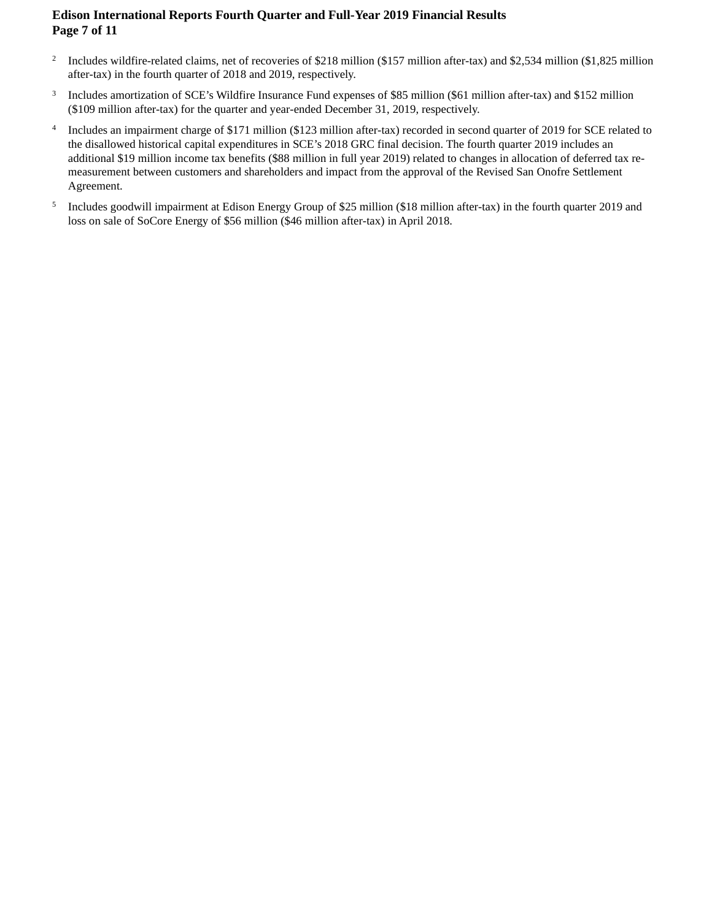[2] Includes wildfire-related claims, net of recoveries of $218 million ($157 million after-tax) and $2,534 million ($1,825 million after-tax) in the fourth quarter of 2018 and 2019, respectively.

[3] Includes amortization of SCE's Wildfire Insurance Fund expenses of $85 million ($61 million after-tax) and $152 million ($109 million after-tax) for the quarter and year-ended December 31, 2019, respectively.

[4] Includes an impairment charge of $171 million ($123 million after-tax) recorded in second quarter of 2019 for SCE related to the disallowed historical capital expenditures in SCE's 2018 GRC final decision. The fourth quarter 2019 includes an additional $19 million income tax benefits ($88 million in full year 2019) related to changes in allocation of deferred tax re-measurement between customers and shareholders and impact from the approval of the Revised San Onofre Settlement Agreement.

[5] Includes goodwill impairment at Edison Energy Group of $25 million ($18 million after-tax) in the fourth quarter 2019 and loss on sale of SoCore Energy of $56 million ($46 million after-tax) in April 2018.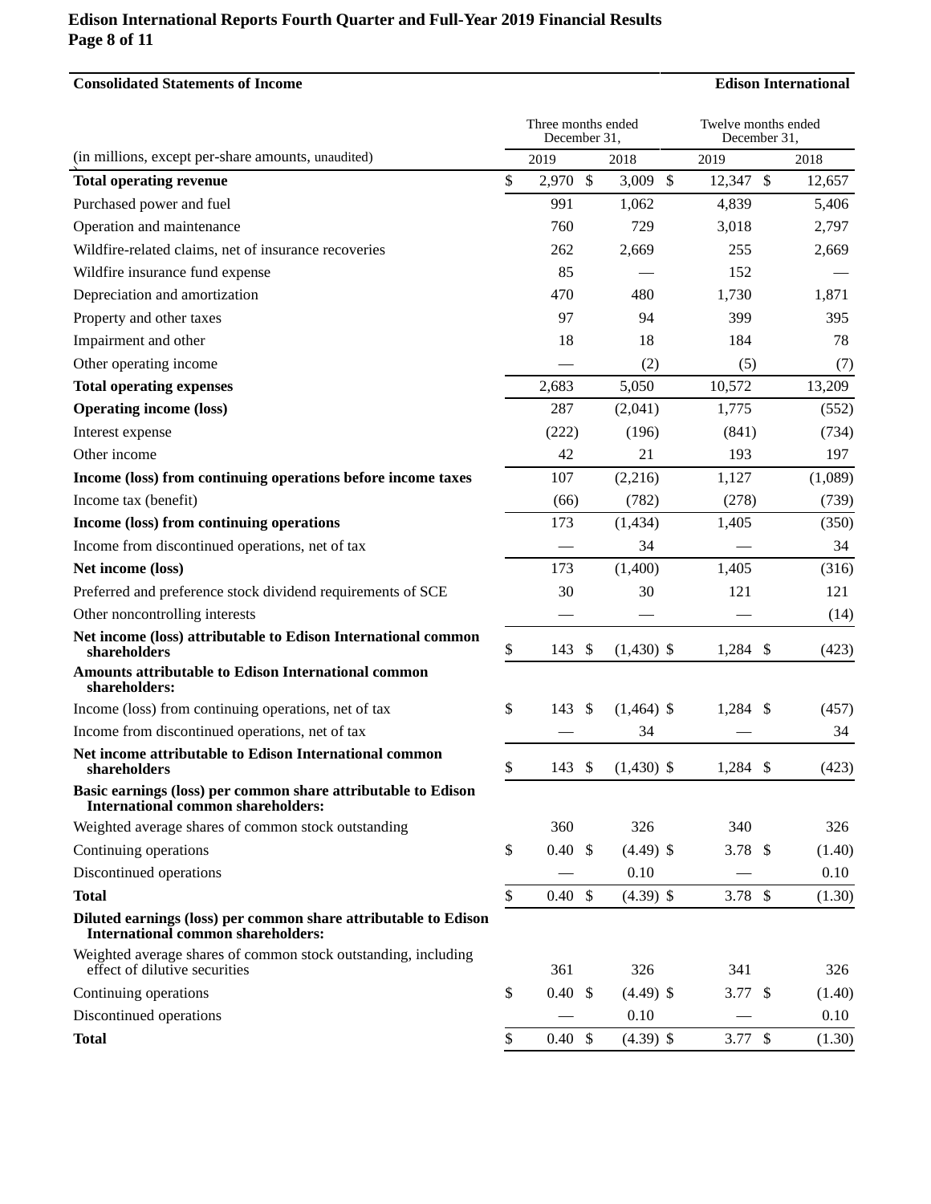## Consolidated Statements of Income — Edison International

| (in millions, except per-share amounts, unaudited) | Three months ended December 31, 2019 | Three months ended December 31, 2018 | Twelve months ended December 31, 2019 | Twelve months ended December 31, 2018 |
|---|---|---|---|---|
| **Total operating revenue** | $ 2,970 | $ 3,009 | $ 12,347 | $ 12,657 |
| Purchased power and fuel | 991 | 1,062 | 4,839 | 5,406 |
| Operation and maintenance | 760 | 729 | 3,018 | 2,797 |
| Wildfire-related claims, net of insurance recoveries | 262 | 2,669 | 255 | 2,669 |
| Wildfire insurance fund expense | 85 | — | 152 | — |
| Depreciation and amortization | 470 | 480 | 1,730 | 1,871 |
| Property and other taxes | 97 | 94 | 399 | 395 |
| Impairment and other | 18 | 18 | 184 | 78 |
| Other operating income | — | (2) | (5) | (7) |
| **Total operating expenses** | 2,683 | 5,050 | 10,572 | 13,209 |
| **Operating income (loss)** | 287 | (2,041) | 1,775 | (552) |
| Interest expense | (222) | (196) | (841) | (734) |
| Other income | 42 | 21 | 193 | 197 |
| **Income (loss) from continuing operations before income taxes** | 107 | (2,216) | 1,127 | (1,089) |
| Income tax (benefit) | (66) | (782) | (278) | (739) |
| **Income (loss) from continuing operations** | 173 | (1,434) | 1,405 | (350) |
| Income from discontinued operations, net of tax | — | 34 | — | 34 |
| **Net income (loss)** | 173 | (1,400) | 1,405 | (316) |
| Preferred and preference stock dividend requirements of SCE | 30 | 30 | 121 | 121 |
| Other noncontrolling interests | — | — | — | (14) |
| **Net income (loss) attributable to Edison International common shareholders** | $ 143 | $ (1,430) | $ 1,284 | $ (423) |
| **Amounts attributable to Edison International common shareholders:** | | | | |
| Income (loss) from continuing operations, net of tax | $ 143 | $ (1,464) | $ 1,284 | $ (457) |
| Income from discontinued operations, net of tax | — | 34 | — | 34 |
| **Net income attributable to Edison International common shareholders** | $ 143 | $ (1,430) | $ 1,284 | $ (423) |
| **Basic earnings (loss) per common share attributable to Edison International common shareholders:** | | | | |
| Weighted average shares of common stock outstanding | 360 | 326 | 340 | 326 |
| Continuing operations | $ 0.40 | $ (4.49) | $ 3.78 | $ (1.40) |
| Discontinued operations | — | 0.10 | — | 0.10 |
| **Total** | $ 0.40 | $ (4.39) | $ 3.78 | $ (1.30) |
| **Diluted earnings (loss) per common share attributable to Edison International common shareholders:** | | | | |
| Weighted average shares of common stock outstanding, including effect of dilutive securities | 361 | 326 | 341 | 326 |
| Continuing operations | $ 0.40 | $ (4.49) | $ 3.77 | $ (1.40) |
| Discontinued operations | — | 0.10 | — | 0.10 |
| **Total** | $ 0.40 | $ (4.39) | $ 3.77 | $ (1.30) |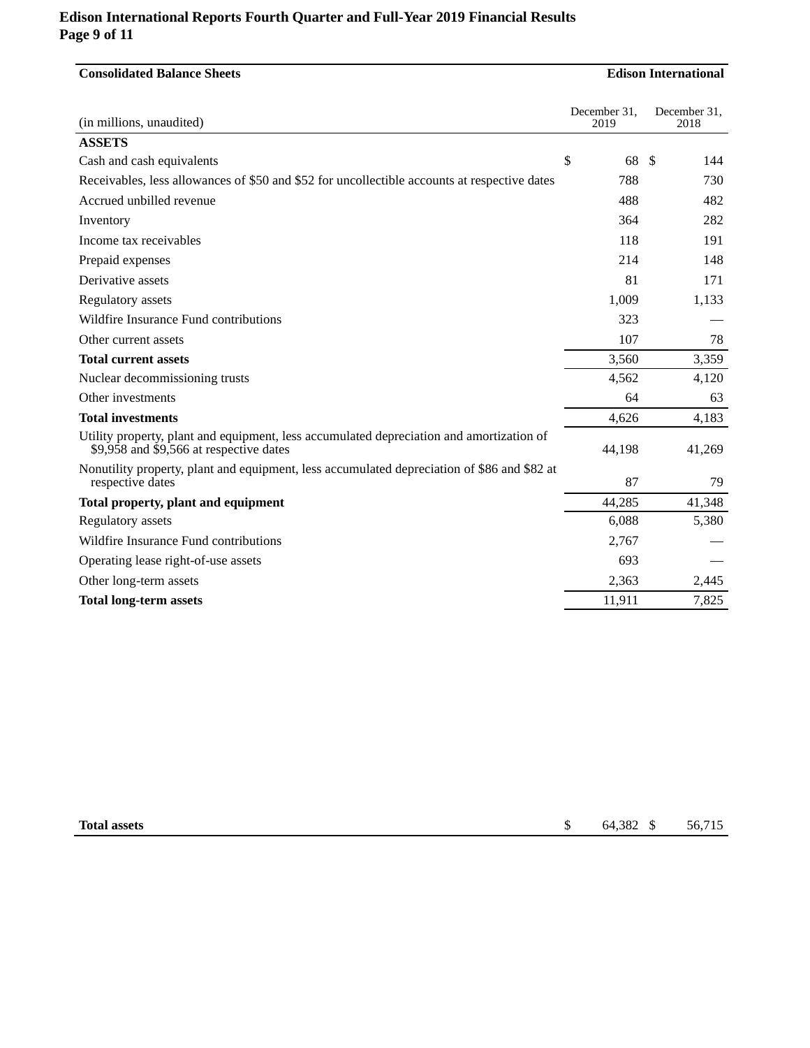## Consolidated Balance Sheets

**Edison International**

| (in millions, unaudited) | December 31, 2019 | December 31, 2018 |
|---|---|---|
| **ASSETS** | | |
| Cash and cash equivalents | $ 68 | $ 144 |
| Receivables, less allowances of $50 and $52 for uncollectible accounts at respective dates | 788 | 730 |
| Accrued unbilled revenue | 488 | 482 |
| Inventory | 364 | 282 |
| Income tax receivables | 118 | 191 |
| Prepaid expenses | 214 | 148 |
| Derivative assets | 81 | 171 |
| Regulatory assets | 1,009 | 1,133 |
| Wildfire Insurance Fund contributions | 323 | — |
| Other current assets | 107 | 78 |
| **Total current assets** | 3,560 | 3,359 |
| Nuclear decommissioning trusts | 4,562 | 4,120 |
| Other investments | 64 | 63 |
| **Total investments** | 4,626 | 4,183 |
| Utility property, plant and equipment, less accumulated depreciation and amortization of $9,958 and $9,566 at respective dates | 44,198 | 41,269 |
| Nonutility property, plant and equipment, less accumulated depreciation of $86 and $82 at respective dates | 87 | 79 |
| **Total property, plant and equipment** | 44,285 | 41,348 |
| Regulatory assets | 6,088 | 5,380 |
| Wildfire Insurance Fund contributions | 2,767 | — |
| Operating lease right-of-use assets | 693 | — |
| Other long-term assets | 2,363 | 2,445 |
| **Total long-term assets** | 11,911 | 7,825 |
| **Total assets** | $ 64,382 | $ 56,715 |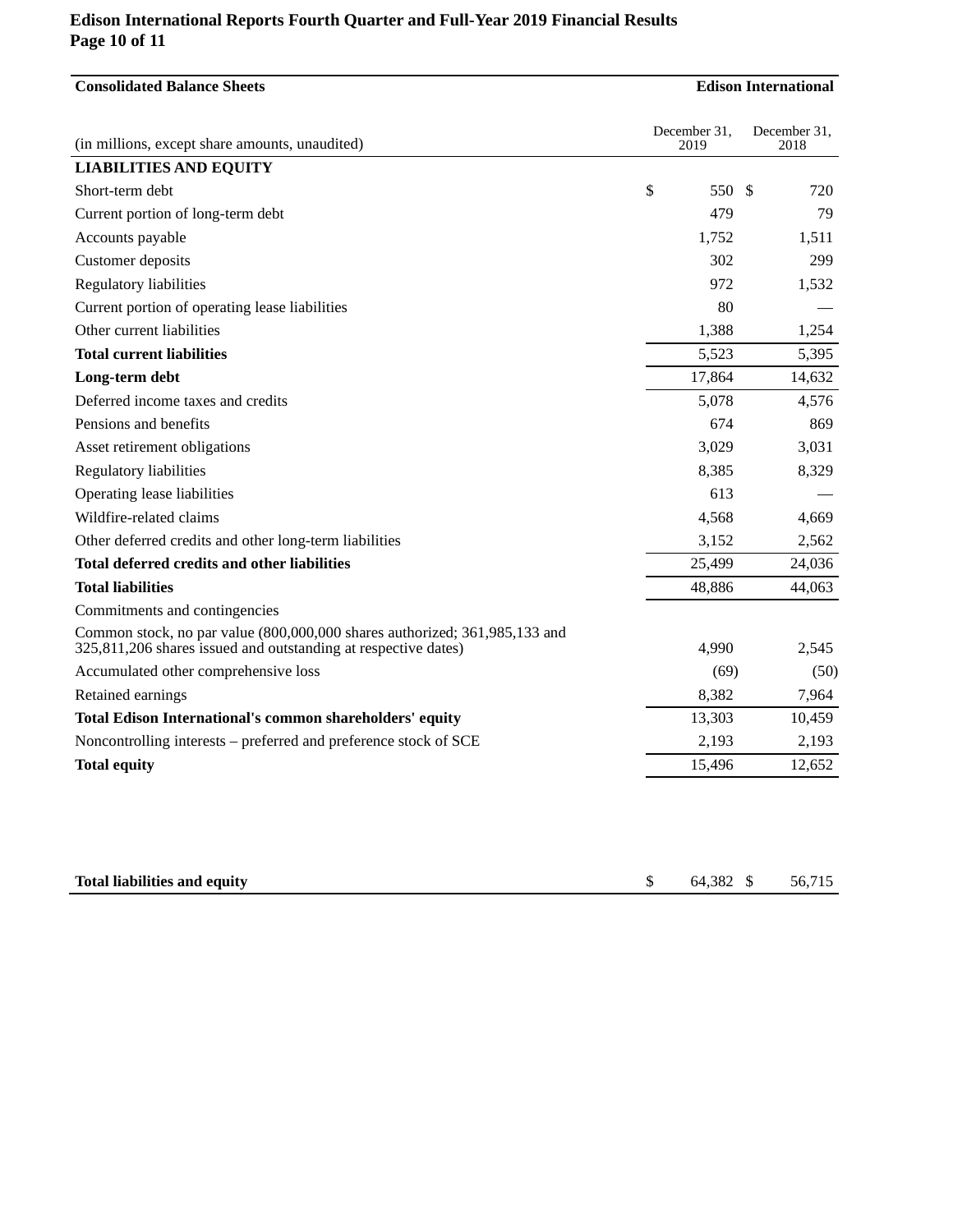| Consolidated Balance Sheets | Edison International | |
|---|---|---|
| (in millions, except share amounts, unaudited) | December 31, 2019 | December 31, 2018 |
| **LIABILITIES AND EQUITY** | | |
| Short-term debt | $ 550 | $ 720 |
| Current portion of long-term debt | 479 | 79 |
| Accounts payable | 1,752 | 1,511 |
| Customer deposits | 302 | 299 |
| Regulatory liabilities | 972 | 1,532 |
| Current portion of operating lease liabilities | 80 | — |
| Other current liabilities | 1,388 | 1,254 |
| **Total current liabilities** | 5,523 | 5,395 |
| **Long-term debt** | 17,864 | 14,632 |
| Deferred income taxes and credits | 5,078 | 4,576 |
| Pensions and benefits | 674 | 869 |
| Asset retirement obligations | 3,029 | 3,031 |
| Regulatory liabilities | 8,385 | 8,329 |
| Operating lease liabilities | 613 | — |
| Wildfire-related claims | 4,568 | 4,669 |
| Other deferred credits and other long-term liabilities | 3,152 | 2,562 |
| **Total deferred credits and other liabilities** | 25,499 | 24,036 |
| **Total liabilities** | 48,886 | 44,063 |
| Commitments and contingencies | | |
| Common stock, no par value (800,000,000 shares authorized; 361,985,133 and 325,811,206 shares issued and outstanding at respective dates) | 4,990 | 2,545 |
| Accumulated other comprehensive loss | (69) | (50) |
| Retained earnings | 8,382 | 7,964 |
| **Total Edison International's common shareholders' equity** | 13,303 | 10,459 |
| Noncontrolling interests – preferred and preference stock of SCE | 2,193 | 2,193 |
| **Total equity** | 15,496 | 12,652 |
| **Total liabilities and equity** | $ 64,382 | $ 56,715 |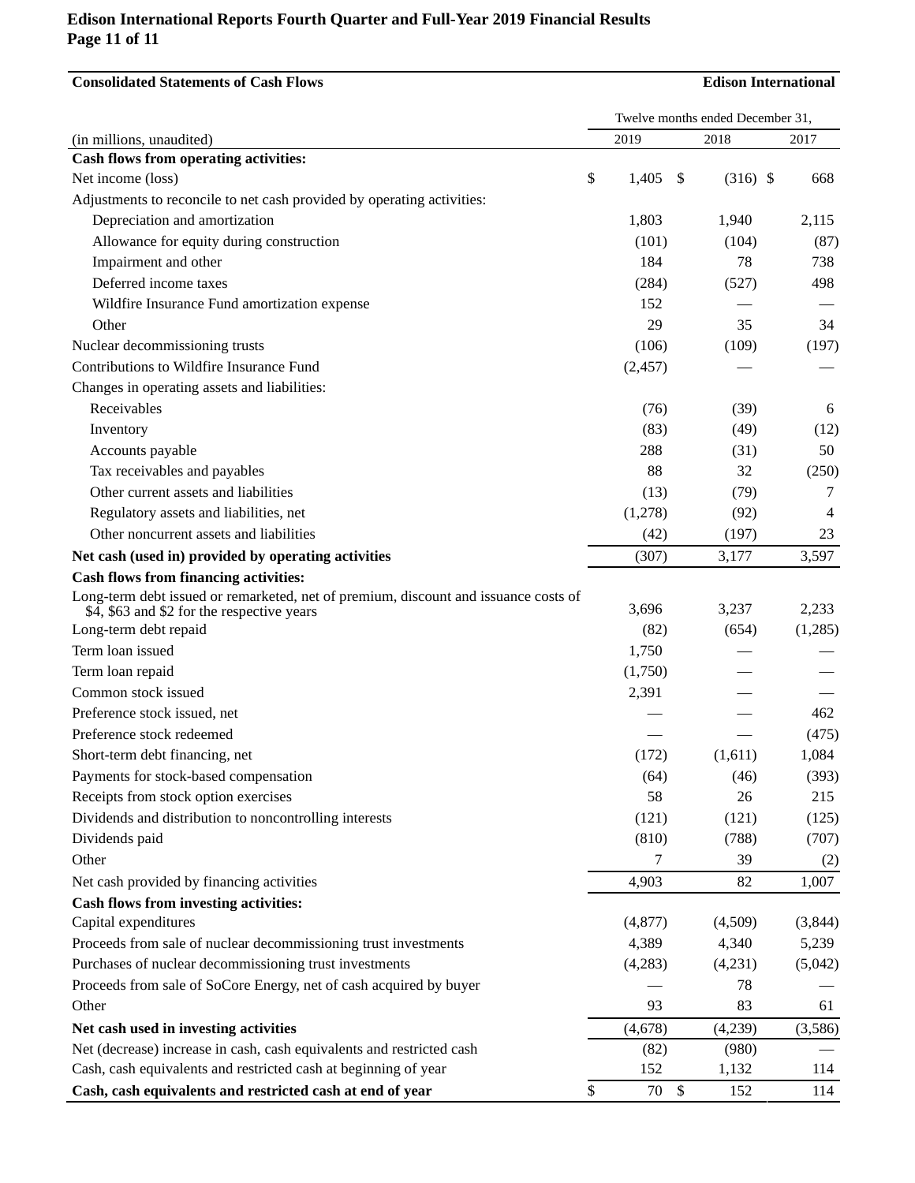**Consolidated Statements of Cash Flows** **Edison International**

| (in millions, unaudited) | Twelve months ended December 31, 2019 | 2018 | 2017 |
|---|---|---|---|
| **Cash flows from operating activities:** | | | |
| Net income (loss) | $ 1,405 | $ (316) | $ 668 |
| Adjustments to reconcile to net cash provided by operating activities: | | | |
| Depreciation and amortization | 1,803 | 1,940 | 2,115 |
| Allowance for equity during construction | (101) | (104) | (87) |
| Impairment and other | 184 | 78 | 738 |
| Deferred income taxes | (284) | (527) | 498 |
| Wildfire Insurance Fund amortization expense | 152 | — | — |
| Other | 29 | 35 | 34 |
| Nuclear decommissioning trusts | (106) | (109) | (197) |
| Contributions to Wildfire Insurance Fund | (2,457) | — | — |
| Changes in operating assets and liabilities: | | | |
| Receivables | (76) | (39) | 6 |
| Inventory | (83) | (49) | (12) |
| Accounts payable | 288 | (31) | 50 |
| Tax receivables and payables | 88 | 32 | (250) |
| Other current assets and liabilities | (13) | (79) | 7 |
| Regulatory assets and liabilities, net | (1,278) | (92) | 4 |
| Other noncurrent assets and liabilities | (42) | (197) | 23 |
| **Net cash (used in) provided by operating activities** | (307) | 3,177 | 3,597 |
| **Cash flows from financing activities:** | | | |
| Long-term debt issued or remarketed, net of premium, discount and issuance costs of $4, $63 and $2 for the respective years | 3,696 | 3,237 | 2,233 |
| Long-term debt repaid | (82) | (654) | (1,285) |
| Term loan issued | 1,750 | — | — |
| Term loan repaid | (1,750) | — | — |
| Common stock issued | 2,391 | — | — |
| Preference stock issued, net | — | — | 462 |
| Preference stock redeemed | — | — | (475) |
| Short-term debt financing, net | (172) | (1,611) | 1,084 |
| Payments for stock-based compensation | (64) | (46) | (393) |
| Receipts from stock option exercises | 58 | 26 | 215 |
| Dividends and distribution to noncontrolling interests | (121) | (121) | (125) |
| Dividends paid | (810) | (788) | (707) |
| Other | 7 | 39 | (2) |
| Net cash provided by financing activities | 4,903 | 82 | 1,007 |
| **Cash flows from investing activities:** | | | |
| Capital expenditures | (4,877) | (4,509) | (3,844) |
| Proceeds from sale of nuclear decommissioning trust investments | 4,389 | 4,340 | 5,239 |
| Purchases of nuclear decommissioning trust investments | (4,283) | (4,231) | (5,042) |
| Proceeds from sale of SoCore Energy, net of cash acquired by buyer | — | 78 | — |
| Other | 93 | 83 | 61 |
| **Net cash used in investing activities** | (4,678) | (4,239) | (3,586) |
| Net (decrease) increase in cash, cash equivalents and restricted cash | (82) | (980) | — |
| Cash, cash equivalents and restricted cash at beginning of year | 152 | 1,132 | 114 |
| **Cash, cash equivalents and restricted cash at end of year** | $ 70 | $ 152 | 114 |